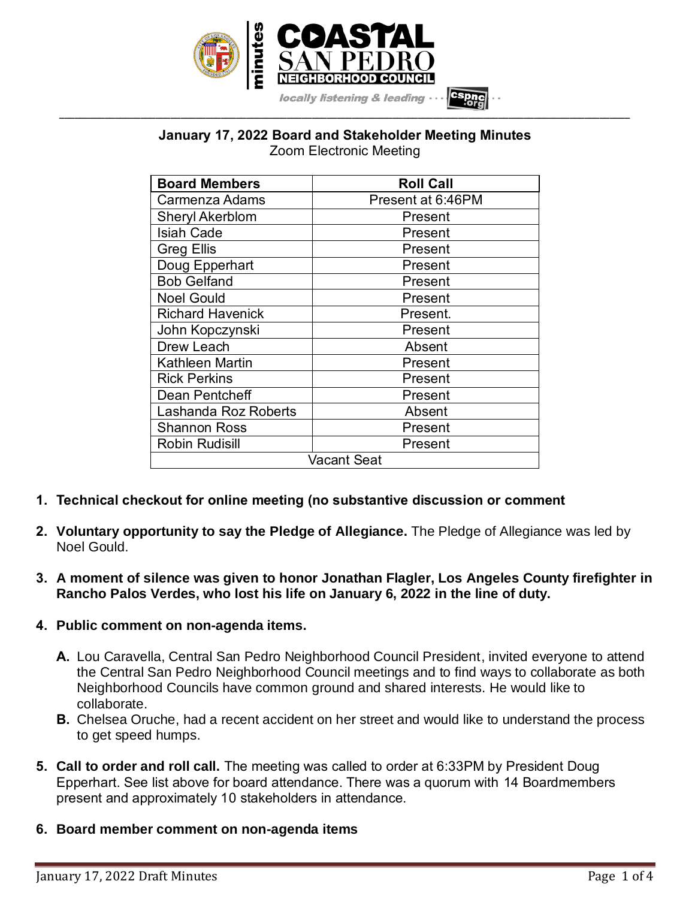minutes

COASTAL SAN PEDRO NEIGHBORHOOD COUNCIL

locally listening & leading · · · cspnc.org

## January 17, 2022 Board and Stakeholder Meeting Minutes

Zoom Electronic Meeting

| Board Members | Roll Call |
|---|---|
| Carmenza Adams | Present at 6:46PM |
| Sheryl Akerblom | Present |
| Isiah Cade | Present |
| Greg Ellis | Present |
| Doug Epperhart | Present |
| Bob Gelfand | Present |
| Noel Gould | Present |
| Richard Havenick | Present. |
| John Kopczynski | Present |
| Drew Leach | Absent |
| Kathleen Martin | Present |
| Rick Perkins | Present |
| Dean Pentcheff | Present |
| Lashanda Roz Roberts | Absent |
| Shannon Ross | Present |
| Robin Rudisill | Present |
| Vacant Seat | |

1. **Technical checkout for online meeting (no substantive discussion or comment**

2. **Voluntary opportunity to say the Pledge of Allegiance.** The Pledge of Allegiance was led by Noel Gould.

3. **A moment of silence was given to honor Jonathan Flagler, Los Angeles County firefighter in Rancho Palos Verdes, who lost his life on January 6, 2022 in the line of duty.**

4. **Public comment on non-agenda items.**

   A. Lou Caravella, Central San Pedro Neighborhood Council President, invited everyone to attend the Central San Pedro Neighborhood Council meetings and to find ways to collaborate as both Neighborhood Councils have common ground and shared interests. He would like to collaborate.

   B. Chelsea Oruche, had a recent accident on her street and would like to understand the process to get speed humps.

5. **Call to order and roll call.** The meeting was called to order at 6:33PM by President Doug Epperhart. See list above for board attendance. There was a quorum with 14 Boardmembers present and approximately 10 stakeholders in attendance.

6. **Board member comment on non-agenda items**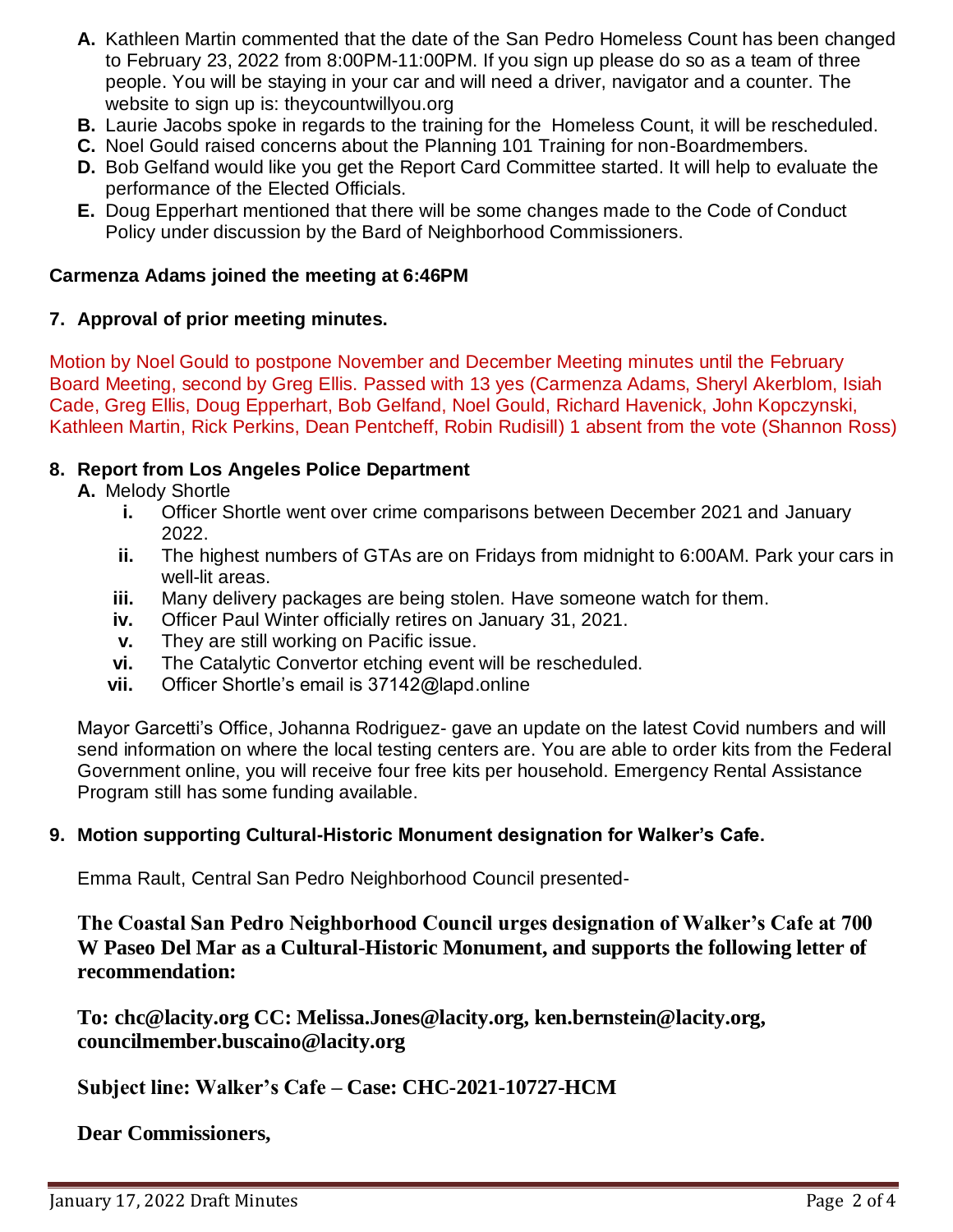A. Kathleen Martin commented that the date of the San Pedro Homeless Count has been changed to February 23, 2022 from 8:00PM-11:00PM. If you sign up please do so as a team of three people. You will be staying in your car and will need a driver, navigator and a counter. The website to sign up is: theycountwillyou.org

B. Laurie Jacobs spoke in regards to the training for the Homeless Count, it will be rescheduled.

C. Noel Gould raised concerns about the Planning 101 Training for non-Boardmembers.

D. Bob Gelfand would like you get the Report Card Committee started. It will help to evaluate the performance of the Elected Officials.

E. Doug Epperhart mentioned that there will be some changes made to the Code of Conduct Policy under discussion by the Bard of Neighborhood Commissioners.

**Carmenza Adams joined the meeting at 6:46PM**

**7. Approval of prior meeting minutes.**

Motion by Noel Gould to postpone November and December Meeting minutes until the February Board Meeting, second by Greg Ellis. Passed with 13 yes (Carmenza Adams, Sheryl Akerblom, Isiah Cade, Greg Ellis, Doug Epperhart, Bob Gelfand, Noel Gould, Richard Havenick, John Kopczynski, Kathleen Martin, Rick Perkins, Dean Pentcheff, Robin Rudisill) 1 absent from the vote (Shannon Ross)

**8. Report from Los Angeles Police Department**

A. Melody Shortle
   i. Officer Shortle went over crime comparisons between December 2021 and January 2022.
   ii. The highest numbers of GTAs are on Fridays from midnight to 6:00AM. Park your cars in well-lit areas.
   iii. Many delivery packages are being stolen. Have someone watch for them.
   iv. Officer Paul Winter officially retires on January 31, 2021.
   v. They are still working on Pacific issue.
   vi. The Catalytic Convertor etching event will be rescheduled.
   vii. Officer Shortle's email is 37142@lapd.online

Mayor Garcetti's Office, Johanna Rodriguez- gave an update on the latest Covid numbers and will send information on where the local testing centers are. You are able to order kits from the Federal Government online, you will receive four free kits per household. Emergency Rental Assistance Program still has some funding available.

**9. Motion supporting Cultural-Historic Monument designation for Walker's Cafe.**

Emma Rault, Central San Pedro Neighborhood Council presented-

**The Coastal San Pedro Neighborhood Council urges designation of Walker's Cafe at 700 W Paseo Del Mar as a Cultural-Historic Monument, and supports the following letter of recommendation:**

**To: chc@lacity.org CC: Melissa.Jones@lacity.org, ken.bernstein@lacity.org, councilmember.buscaino@lacity.org**

**Subject line: Walker's Cafe – Case: CHC-2021-10727-HCM**

**Dear Commissioners,**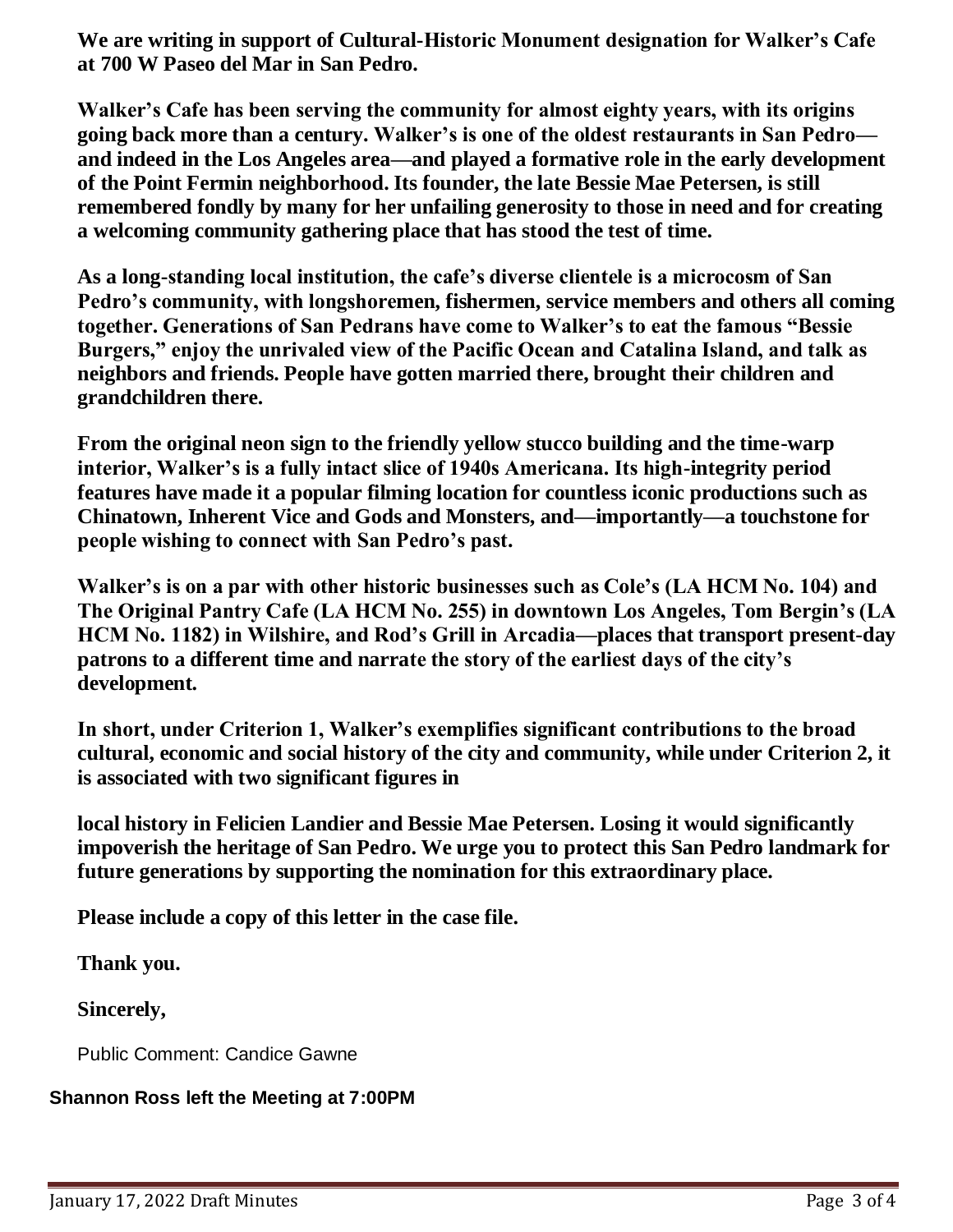**We are writing in support of Cultural-Historic Monument designation for Walker's Cafe at 700 W Paseo del Mar in San Pedro.**

**Walker's Cafe has been serving the community for almost eighty years, with its origins going back more than a century. Walker's is one of the oldest restaurants in San Pedro—and indeed in the Los Angeles area—and played a formative role in the early development of the Point Fermin neighborhood. Its founder, the late Bessie Mae Petersen, is still remembered fondly by many for her unfailing generosity to those in need and for creating a welcoming community gathering place that has stood the test of time.**

**As a long-standing local institution, the cafe's diverse clientele is a microcosm of San Pedro's community, with longshoremen, fishermen, service members and others all coming together. Generations of San Pedrans have come to Walker's to eat the famous "Bessie Burgers," enjoy the unrivaled view of the Pacific Ocean and Catalina Island, and talk as neighbors and friends. People have gotten married there, brought their children and grandchildren there.**

**From the original neon sign to the friendly yellow stucco building and the time-warp interior, Walker's is a fully intact slice of 1940s Americana. Its high-integrity period features have made it a popular filming location for countless iconic productions such as Chinatown, Inherent Vice and Gods and Monsters, and—importantly—a touchstone for people wishing to connect with San Pedro's past.**

**Walker's is on a par with other historic businesses such as Cole's (LA HCM No. 104) and The Original Pantry Cafe (LA HCM No. 255) in downtown Los Angeles, Tom Bergin's (LA HCM No. 1182) in Wilshire, and Rod's Grill in Arcadia—places that transport present-day patrons to a different time and narrate the story of the earliest days of the city's development.**

**In short, under Criterion 1, Walker's exemplifies significant contributions to the broad cultural, economic and social history of the city and community, while under Criterion 2, it is associated with two significant figures in**

**local history in Felicien Landier and Bessie Mae Petersen. Losing it would significantly impoverish the heritage of San Pedro. We urge you to protect this San Pedro landmark for future generations by supporting the nomination for this extraordinary place.**

**Please include a copy of this letter in the case file.**

**Thank you.**

**Sincerely,**

Public Comment: Candice Gawne

**Shannon Ross left the Meeting at 7:00PM**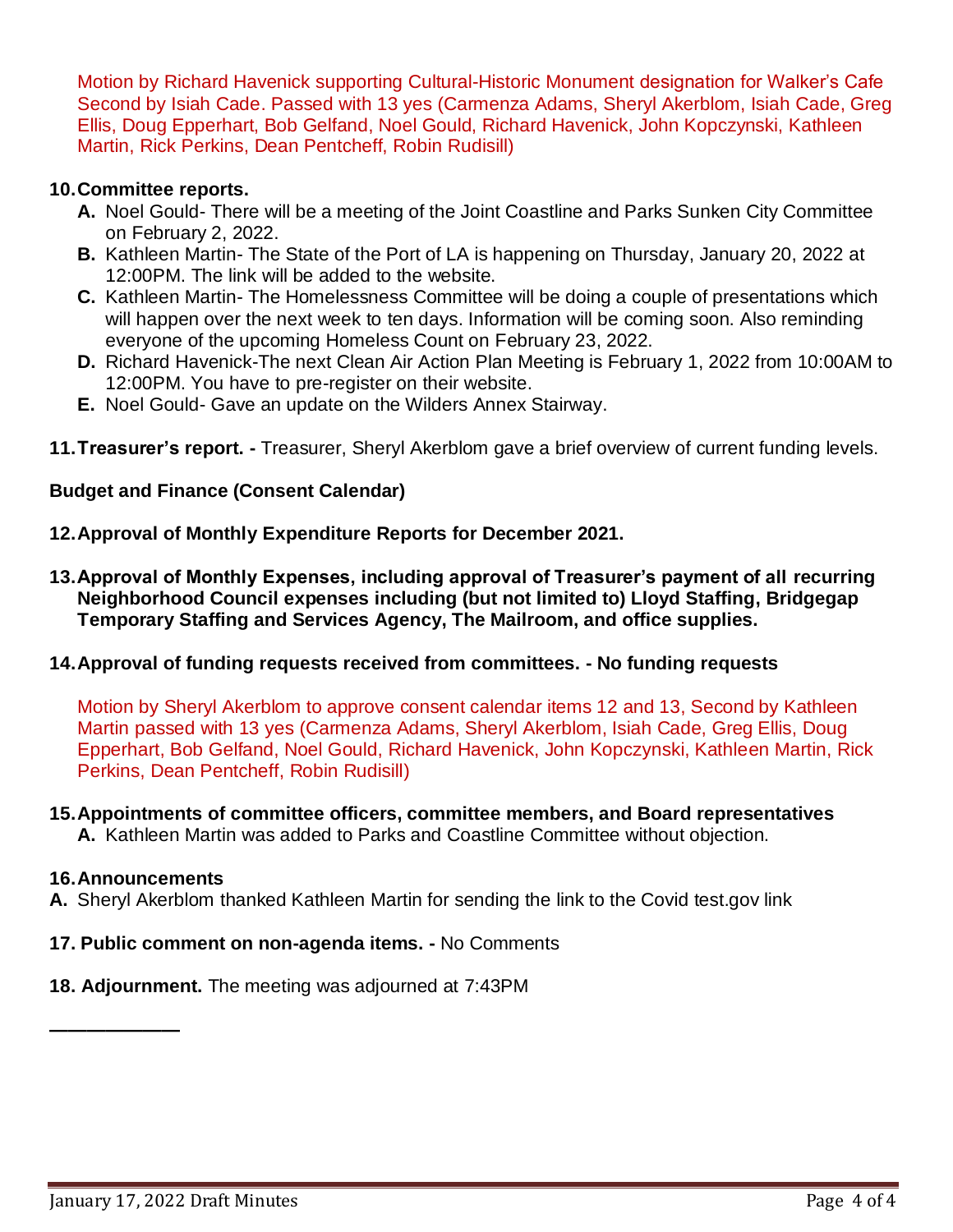Motion by Richard Havenick supporting Cultural-Historic Monument designation for Walker's Cafe Second by Isiah Cade. Passed with 13 yes (Carmenza Adams, Sheryl Akerblom, Isiah Cade, Greg Ellis, Doug Epperhart, Bob Gelfand, Noel Gould, Richard Havenick, John Kopczynski, Kathleen Martin, Rick Perkins, Dean Pentcheff, Robin Rudisill)

**10. Committee reports.**

- **A.** Noel Gould- There will be a meeting of the Joint Coastline and Parks Sunken City Committee on February 2, 2022.
- **B.** Kathleen Martin- The State of the Port of LA is happening on Thursday, January 20, 2022 at 12:00PM. The link will be added to the website.
- **C.** Kathleen Martin- The Homelessness Committee will be doing a couple of presentations which will happen over the next week to ten days. Information will be coming soon. Also reminding everyone of the upcoming Homeless Count on February 23, 2022.
- **D.** Richard Havenick-The next Clean Air Action Plan Meeting is February 1, 2022 from 10:00AM to 12:00PM. You have to pre-register on their website.
- **E.** Noel Gould- Gave an update on the Wilders Annex Stairway.

**11. Treasurer's report. -** Treasurer, Sheryl Akerblom gave a brief overview of current funding levels.

**Budget and Finance (Consent Calendar)**

**12. Approval of Monthly Expenditure Reports for December 2021.**

**13. Approval of Monthly Expenses, including approval of Treasurer's payment of all recurring Neighborhood Council expenses including (but not limited to) Lloyd Staffing, Bridgegap Temporary Staffing and Services Agency, The Mailroom, and office supplies.**

**14. Approval of funding requests received from committees. - No funding requests**

Motion by Sheryl Akerblom to approve consent calendar items 12 and 13, Second by Kathleen Martin passed with 13 yes (Carmenza Adams, Sheryl Akerblom, Isiah Cade, Greg Ellis, Doug Epperhart, Bob Gelfand, Noel Gould, Richard Havenick, John Kopczynski, Kathleen Martin, Rick Perkins, Dean Pentcheff, Robin Rudisill)

**15. Appointments of committee officers, committee members, and Board representatives**

- **A.** Kathleen Martin was added to Parks and Coastline Committee without objection.

**16. Announcements**

- **A.** Sheryl Akerblom thanked Kathleen Martin for sending the link to the Covid test.gov link

**17. Public comment on non-agenda items. -** No Comments

**18. Adjournment.** The meeting was adjourned at 7:43PM

\_\_\_\_\_\_\_\_\_\_\_\_